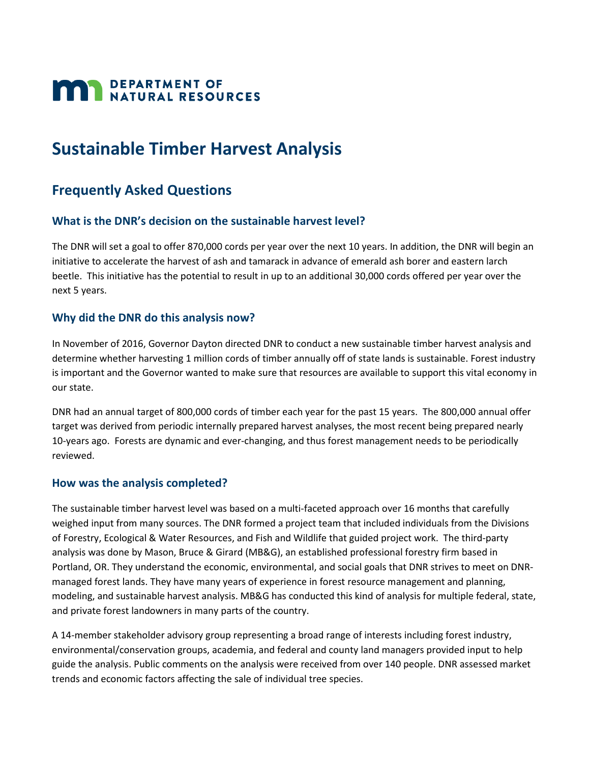**DEPARTMENT OF NATURAL RESOURCES**

# Sustainable Timber Harvest Analysis

## Frequently Asked Questions

### What is the DNR's decision on the sustainable harvest level?

The DNR will set a goal to offer 870,000 cords per year over the next 10 years. In addition, the DNR will begin an initiative to accelerate the harvest of ash and tamarack in advance of emerald ash borer and eastern larch beetle. This initiative has the potential to result in up to an additional 30,000 cords offered per year over the next 5 years.

### Why did the DNR do this analysis now?

In November of 2016, Governor Dayton directed DNR to conduct a new sustainable timber harvest analysis and determine whether harvesting 1 million cords of timber annually off of state lands is sustainable. Forest industry is important and the Governor wanted to make sure that resources are available to support this vital economy in our state.

DNR had an annual target of 800,000 cords of timber each year for the past 15 years. The 800,000 annual offer target was derived from periodic internally prepared harvest analyses, the most recent being prepared nearly 10-years ago. Forests are dynamic and ever-changing, and thus forest management needs to be periodically reviewed.

### How was the analysis completed?

The sustainable timber harvest level was based on a multi-faceted approach over 16 months that carefully weighed input from many sources. The DNR formed a project team that included individuals from the Divisions of Forestry, Ecological & Water Resources, and Fish and Wildlife that guided project work. The third-party analysis was done by Mason, Bruce & Girard (MB&G), an established professional forestry firm based in Portland, OR. They understand the economic, environmental, and social goals that DNR strives to meet on DNR-managed forest lands. They have many years of experience in forest resource management and planning, modeling, and sustainable harvest analysis. MB&G has conducted this kind of analysis for multiple federal, state, and private forest landowners in many parts of the country.

A 14-member stakeholder advisory group representing a broad range of interests including forest industry, environmental/conservation groups, academia, and federal and county land managers provided input to help guide the analysis. Public comments on the analysis were received from over 140 people. DNR assessed market trends and economic factors affecting the sale of individual tree species.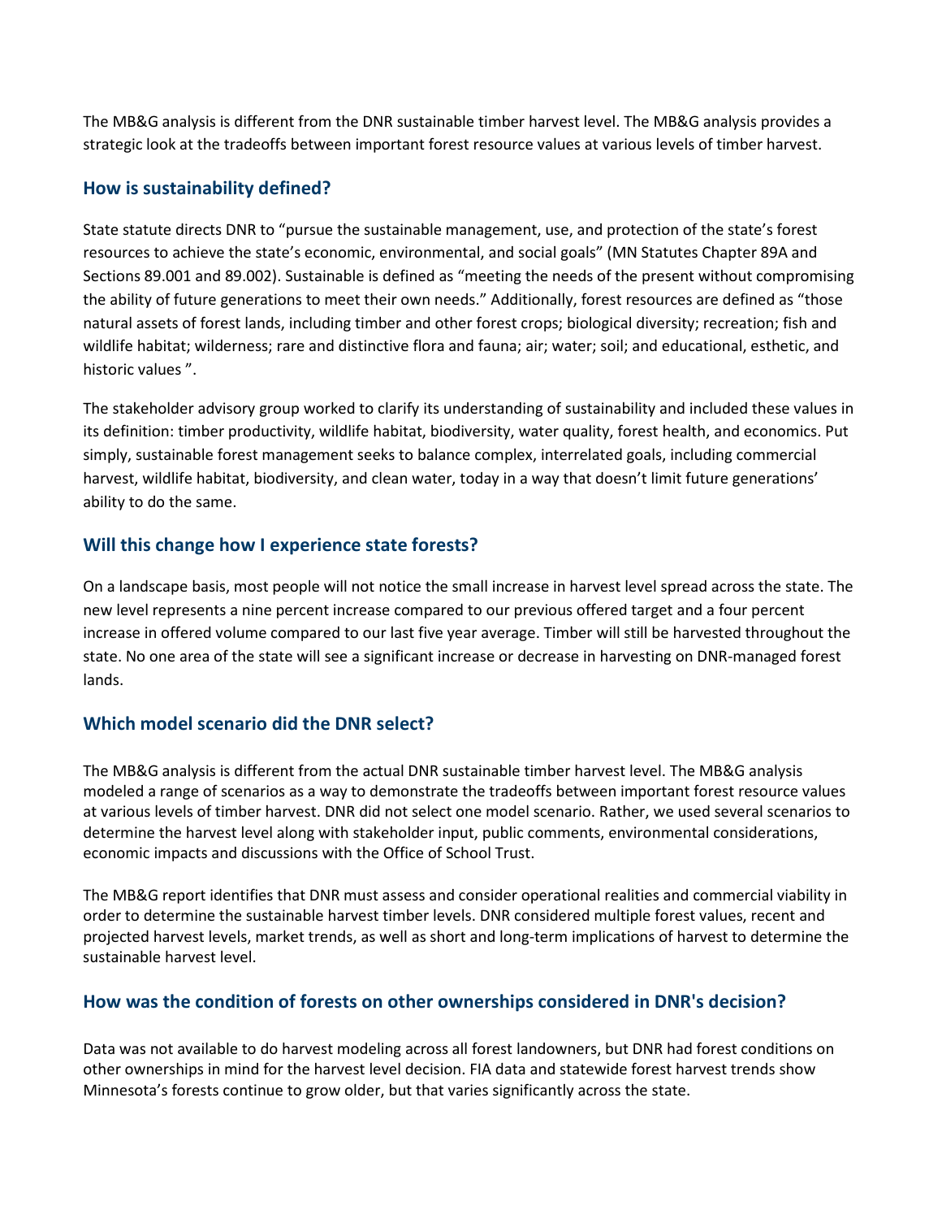The MB&G analysis is different from the DNR sustainable timber harvest level. The MB&G analysis provides a strategic look at the tradeoffs between important forest resource values at various levels of timber harvest.

## How is sustainability defined?

State statute directs DNR to "pursue the sustainable management, use, and protection of the state's forest resources to achieve the state's economic, environmental, and social goals" (MN Statutes Chapter 89A and Sections 89.001 and 89.002). Sustainable is defined as "meeting the needs of the present without compromising the ability of future generations to meet their own needs." Additionally, forest resources are defined as "those natural assets of forest lands, including timber and other forest crops; biological diversity; recreation; fish and wildlife habitat; wilderness; rare and distinctive flora and fauna; air; water; soil; and educational, esthetic, and historic values ".

The stakeholder advisory group worked to clarify its understanding of sustainability and included these values in its definition: timber productivity, wildlife habitat, biodiversity, water quality, forest health, and economics. Put simply, sustainable forest management seeks to balance complex, interrelated goals, including commercial harvest, wildlife habitat, biodiversity, and clean water, today in a way that doesn't limit future generations' ability to do the same.

## Will this change how I experience state forests?

On a landscape basis, most people will not notice the small increase in harvest level spread across the state. The new level represents a nine percent increase compared to our previous offered target and a four percent increase in offered volume compared to our last five year average. Timber will still be harvested throughout the state. No one area of the state will see a significant increase or decrease in harvesting on DNR-managed forest lands.

## Which model scenario did the DNR select?

The MB&G analysis is different from the actual DNR sustainable timber harvest level. The MB&G analysis modeled a range of scenarios as a way to demonstrate the tradeoffs between important forest resource values at various levels of timber harvest. DNR did not select one model scenario. Rather, we used several scenarios to determine the harvest level along with stakeholder input, public comments, environmental considerations, economic impacts and discussions with the Office of School Trust.

The MB&G report identifies that DNR must assess and consider operational realities and commercial viability in order to determine the sustainable harvest timber levels. DNR considered multiple forest values, recent and projected harvest levels, market trends, as well as short and long-term implications of harvest to determine the sustainable harvest level.

## How was the condition of forests on other ownerships considered in DNR's decision?

Data was not available to do harvest modeling across all forest landowners, but DNR had forest conditions on other ownerships in mind for the harvest level decision. FIA data and statewide forest harvest trends show Minnesota's forests continue to grow older, but that varies significantly across the state.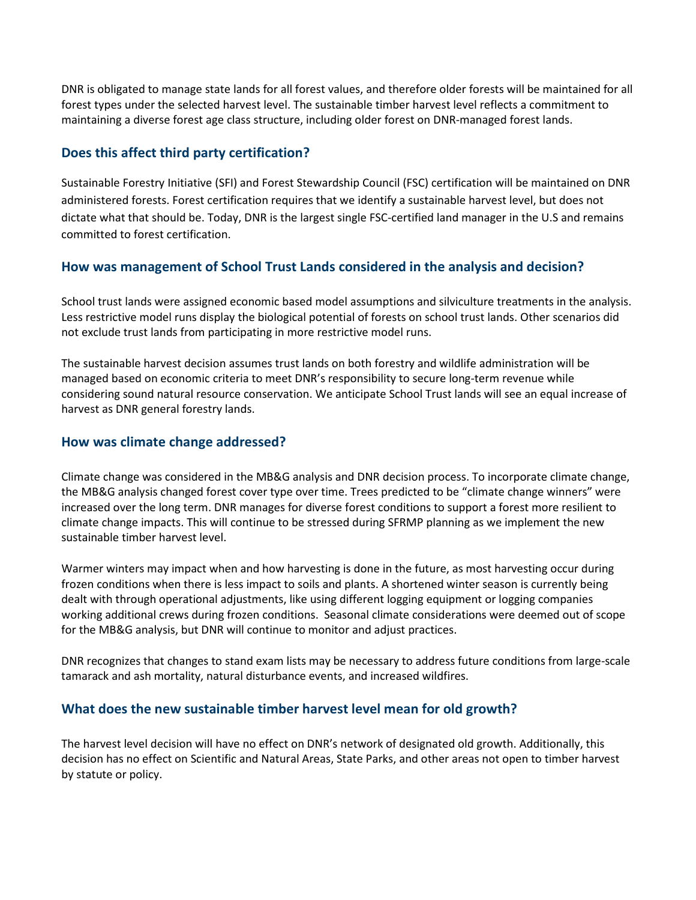DNR is obligated to manage state lands for all forest values, and therefore older forests will be maintained for all forest types under the selected harvest level. The sustainable timber harvest level reflects a commitment to maintaining a diverse forest age class structure, including older forest on DNR-managed forest lands.

## Does this affect third party certification?

Sustainable Forestry Initiative (SFI) and Forest Stewardship Council (FSC) certification will be maintained on DNR administered forests. Forest certification requires that we identify a sustainable harvest level, but does not dictate what that should be. Today, DNR is the largest single FSC-certified land manager in the U.S and remains committed to forest certification.

## How was management of School Trust Lands considered in the analysis and decision?

School trust lands were assigned economic based model assumptions and silviculture treatments in the analysis. Less restrictive model runs display the biological potential of forests on school trust lands. Other scenarios did not exclude trust lands from participating in more restrictive model runs.

The sustainable harvest decision assumes trust lands on both forestry and wildlife administration will be managed based on economic criteria to meet DNR's responsibility to secure long-term revenue while considering sound natural resource conservation. We anticipate School Trust lands will see an equal increase of harvest as DNR general forestry lands.

## How was climate change addressed?

Climate change was considered in the MB&G analysis and DNR decision process. To incorporate climate change, the MB&G analysis changed forest cover type over time. Trees predicted to be "climate change winners" were increased over the long term. DNR manages for diverse forest conditions to support a forest more resilient to climate change impacts. This will continue to be stressed during SFRMP planning as we implement the new sustainable timber harvest level.

Warmer winters may impact when and how harvesting is done in the future, as most harvesting occur during frozen conditions when there is less impact to soils and plants. A shortened winter season is currently being dealt with through operational adjustments, like using different logging equipment or logging companies working additional crews during frozen conditions. Seasonal climate considerations were deemed out of scope for the MB&G analysis, but DNR will continue to monitor and adjust practices.

DNR recognizes that changes to stand exam lists may be necessary to address future conditions from large-scale tamarack and ash mortality, natural disturbance events, and increased wildfires.

## What does the new sustainable timber harvest level mean for old growth?

The harvest level decision will have no effect on DNR's network of designated old growth. Additionally, this decision has no effect on Scientific and Natural Areas, State Parks, and other areas not open to timber harvest by statute or policy.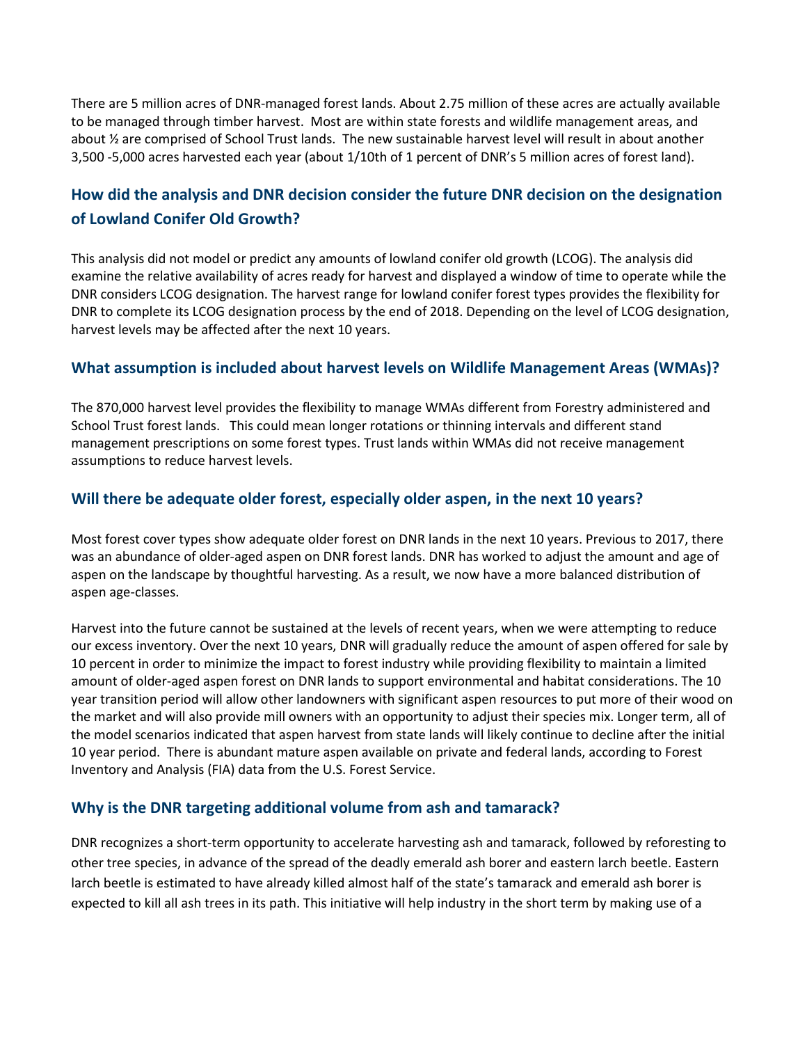There are 5 million acres of DNR-managed forest lands. About 2.75 million of these acres are actually available to be managed through timber harvest. Most are within state forests and wildlife management areas, and about ½ are comprised of School Trust lands. The new sustainable harvest level will result in about another 3,500 -5,000 acres harvested each year (about 1/10th of 1 percent of DNR's 5 million acres of forest land).

## How did the analysis and DNR decision consider the future DNR decision on the designation of Lowland Conifer Old Growth?

This analysis did not model or predict any amounts of lowland conifer old growth (LCOG). The analysis did examine the relative availability of acres ready for harvest and displayed a window of time to operate while the DNR considers LCOG designation. The harvest range for lowland conifer forest types provides the flexibility for DNR to complete its LCOG designation process by the end of 2018. Depending on the level of LCOG designation, harvest levels may be affected after the next 10 years.

## What assumption is included about harvest levels on Wildlife Management Areas (WMAs)?

The 870,000 harvest level provides the flexibility to manage WMAs different from Forestry administered and School Trust forest lands. This could mean longer rotations or thinning intervals and different stand management prescriptions on some forest types. Trust lands within WMAs did not receive management assumptions to reduce harvest levels.

## Will there be adequate older forest, especially older aspen, in the next 10 years?

Most forest cover types show adequate older forest on DNR lands in the next 10 years. Previous to 2017, there was an abundance of older-aged aspen on DNR forest lands. DNR has worked to adjust the amount and age of aspen on the landscape by thoughtful harvesting. As a result, we now have a more balanced distribution of aspen age-classes.

Harvest into the future cannot be sustained at the levels of recent years, when we were attempting to reduce our excess inventory. Over the next 10 years, DNR will gradually reduce the amount of aspen offered for sale by 10 percent in order to minimize the impact to forest industry while providing flexibility to maintain a limited amount of older-aged aspen forest on DNR lands to support environmental and habitat considerations. The 10 year transition period will allow other landowners with significant aspen resources to put more of their wood on the market and will also provide mill owners with an opportunity to adjust their species mix. Longer term, all of the model scenarios indicated that aspen harvest from state lands will likely continue to decline after the initial 10 year period. There is abundant mature aspen available on private and federal lands, according to Forest Inventory and Analysis (FIA) data from the U.S. Forest Service.

## Why is the DNR targeting additional volume from ash and tamarack?

DNR recognizes a short-term opportunity to accelerate harvesting ash and tamarack, followed by reforesting to other tree species, in advance of the spread of the deadly emerald ash borer and eastern larch beetle. Eastern larch beetle is estimated to have already killed almost half of the state's tamarack and emerald ash borer is expected to kill all ash trees in its path. This initiative will help industry in the short term by making use of a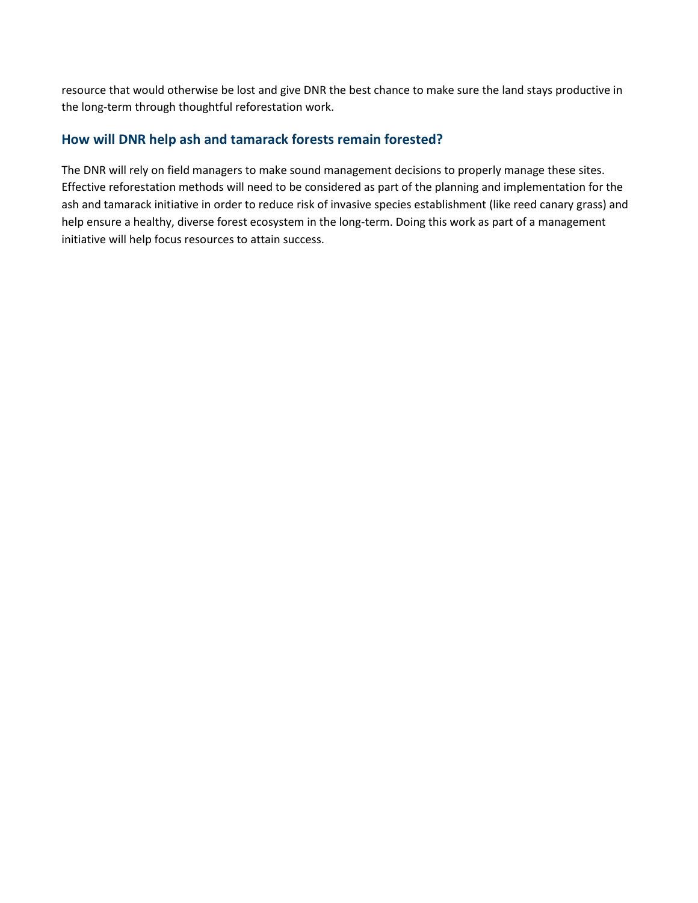resource that would otherwise be lost and give DNR the best chance to make sure the land stays productive in the long-term through thoughtful reforestation work.

## How will DNR help ash and tamarack forests remain forested?

The DNR will rely on field managers to make sound management decisions to properly manage these sites. Effective reforestation methods will need to be considered as part of the planning and implementation for the ash and tamarack initiative in order to reduce risk of invasive species establishment (like reed canary grass) and help ensure a healthy, diverse forest ecosystem in the long-term. Doing this work as part of a management initiative will help focus resources to attain success.